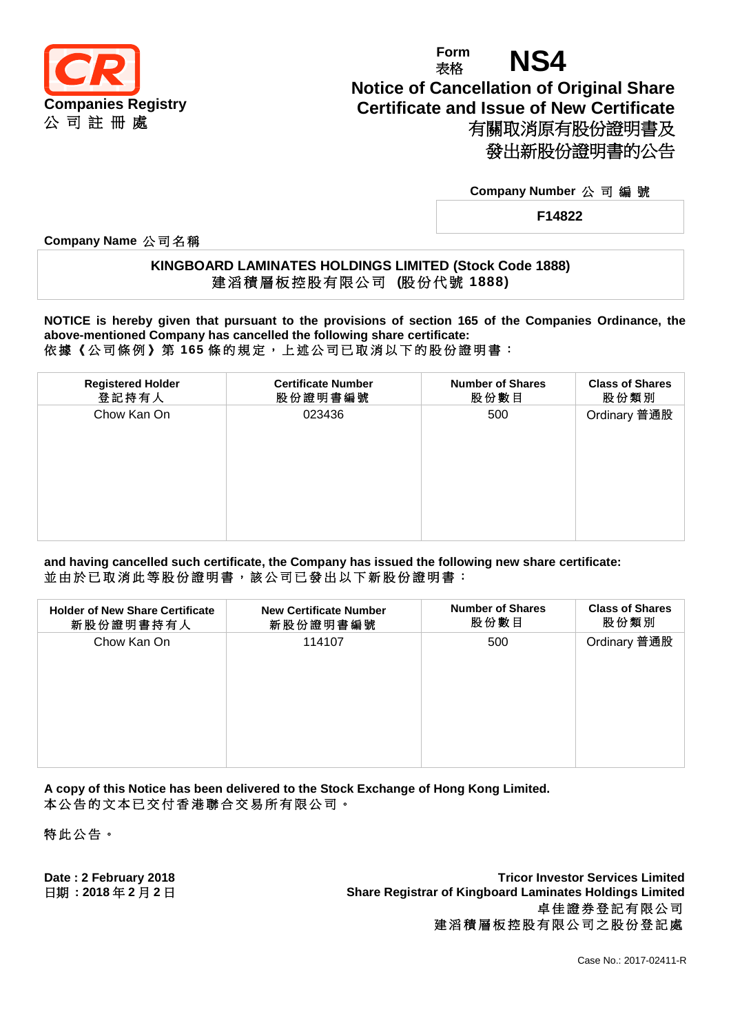**Companies Registry**
**公 司 註 冊 處**

Form 表格 **NS4**

# Notice of Cancellation of Original Share Certificate and Issue of New Certificate
# 有關取消原有股份證明書及發出新股份證明書的公告

**Company Number 公 司 編 號**

**F14822**

**Company Name 公司名稱**

**KINGBOARD LAMINATES HOLDINGS LIMITED (Stock Code 1888)**
**建滔積層板控股有限公司 (股份代號 1888)**

**NOTICE is hereby given that pursuant to the provisions of section 165 of the Companies Ordinance, the above-mentioned Company has cancelled the following share certificate:**
依據《公司條例》第 **165** 條的規定，上述公司已取消以下的股份證明書：

| Registered Holder 登記持有人 | Certificate Number 股份證明書編號 | Number of Shares 股份數目 | Class of Shares 股份類別 |
|---|---|---|---|
| Chow Kan On | 023436 | 500 | Ordinary 普通股 |

**and having cancelled such certificate, the Company has issued the following new share certificate:**
並由於已取消此等股份證明書，該公司已發出以下新股份證明書：

| Holder of New Share Certificate 新股份證明書持有人 | New Certificate Number 新股份證明書編號 | Number of Shares 股份數目 | Class of Shares 股份類別 |
|---|---|---|---|
| Chow Kan On | 114107 | 500 | Ordinary 普通股 |

**A copy of this Notice has been delivered to the Stock Exchange of Hong Kong Limited.**
本公告的文本已交付香港聯合交易所有限公司。

特此公告。

**Date : 2 February 2018**
**日期：2018 年 2 月 2 日**

**Tricor Investor Services Limited**
**Share Registrar of Kingboard Laminates Holdings Limited**
**卓佳證券登記有限公司**
**建滔積層板控股有限公司之股份登記處**

Case No.: 2017-02411-R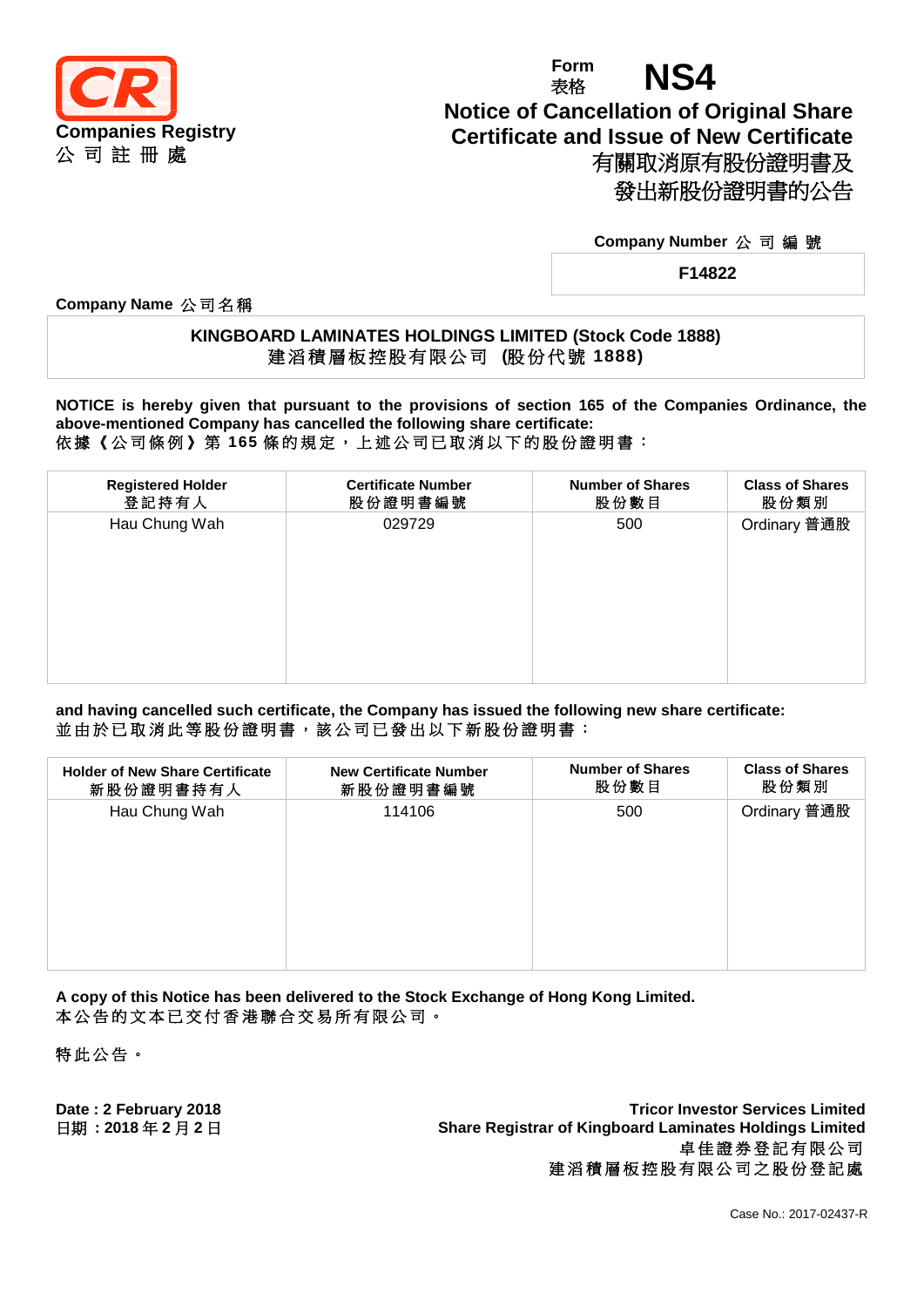**Companies Registry**
**公 司 註 冊 處**

Form 表格 **NS4**

# Notice of Cancellation of Original Share Certificate and Issue of New Certificate
# 有關取消原有股份證明書及發出新股份證明書的公告

**Company Number 公 司 編 號**

**F14822**

**Company Name 公司名稱**

**KINGBOARD LAMINATES HOLDINGS LIMITED (Stock Code 1888)**
**建滔積層板控股有限公司 (股份代號 1888)**

**NOTICE is hereby given that pursuant to the provisions of section 165 of the Companies Ordinance, the above-mentioned Company has cancelled the following share certificate:**
依據《公司條例》第 **165** 條的規定，上述公司已取消以下的股份證明書：

| Registered Holder 登記持有人 | Certificate Number 股份證明書編號 | Number of Shares 股份數目 | Class of Shares 股份類別 |
|---|---|---|---|
| Hau Chung Wah | 029729 | 500 | Ordinary 普通股 |

**and having cancelled such certificate, the Company has issued the following new share certificate:**
並由於已取消此等股份證明書，該公司已發出以下新股份證明書：

| Holder of New Share Certificate 新股份證明書持有人 | New Certificate Number 新股份證明書編號 | Number of Shares 股份數目 | Class of Shares 股份類別 |
|---|---|---|---|
| Hau Chung Wah | 114106 | 500 | Ordinary 普通股 |

**A copy of this Notice has been delivered to the Stock Exchange of Hong Kong Limited.**
本公告的文本已交付香港聯合交易所有限公司。

特此公告。

**Date : 2 February 2018**
**日期：2018 年 2 月 2 日**

**Tricor Investor Services Limited**
**Share Registrar of Kingboard Laminates Holdings Limited**
**卓佳證券登記有限公司**
**建滔積層板控股有限公司之股份登記處**

Case No.: 2017-02437-R